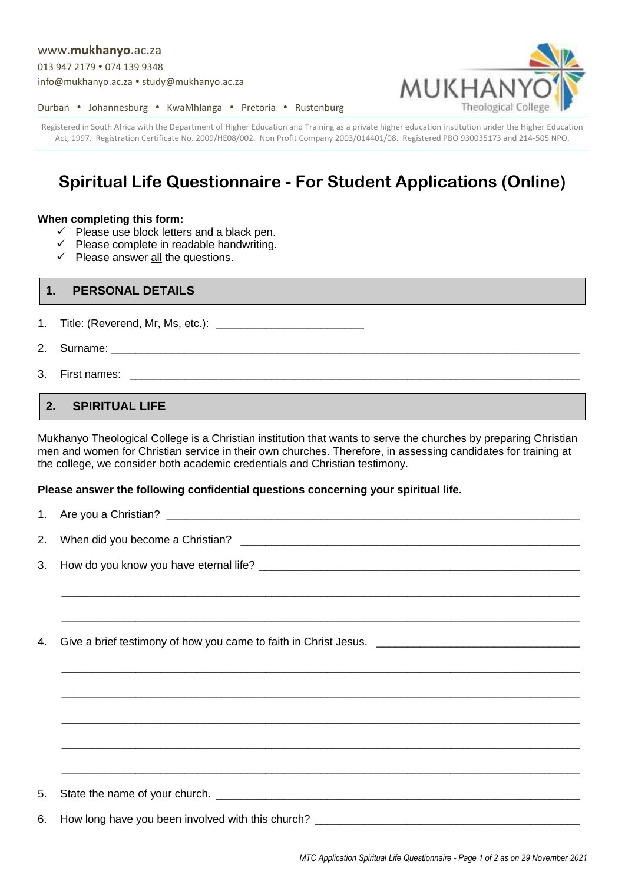www.mukhanyo.ac.za
013 947 2179 • 074 139 9348
info@mukhanyo.ac.za • study@mukhanyo.ac.za

Durban • Johannesburg • KwaMhlanga • Pretoria • Rustenburg

MUKHANYO Theological College

Registered in South Africa with the Department of Higher Education and Training as a private higher education institution under the Higher Education Act, 1997. Registration Certificate No. 2009/HE08/002. Non Profit Company 2003/014401/08. Registered PBO 930035173 and 214-505 NPO.

# Spiritual Life Questionnaire - For Student Applications (Online)

**When completing this form:**

- ✓ Please use block letters and a black pen.
- ✓ Please complete in readable handwriting.
- ✓ Please answer all the questions.

## 1. PERSONAL DETAILS

1. Title: (Reverend, Mr, Ms, etc.): ________________________
2. Surname: ____________________________________________________________________________
3. First names: _________________________________________________________________________

## 2. SPIRITUAL LIFE

Mukhanyo Theological College is a Christian institution that wants to serve the churches by preparing Christian men and women for Christian service in their own churches. Therefore, in assessing candidates for training at the college, we consider both academic credentials and Christian testimony.

**Please answer the following confidential questions concerning your spiritual life.**

1. Are you a Christian? _________________________________________________________________
2. When did you become a Christian? _____________________________________________________
3. How do you know you have eternal life? _________________________________________________

   ____________________________________________________________________________________

   ____________________________________________________________________________________

4. Give a brief testimony of how you came to faith in Christ Jesus. _________________________________

   ____________________________________________________________________________________

   ____________________________________________________________________________________

   ____________________________________________________________________________________

   ____________________________________________________________________________________

   ____________________________________________________________________________________

5. State the name of your church. _________________________________________________________
6. How long have you been involved with this church? __________________________________________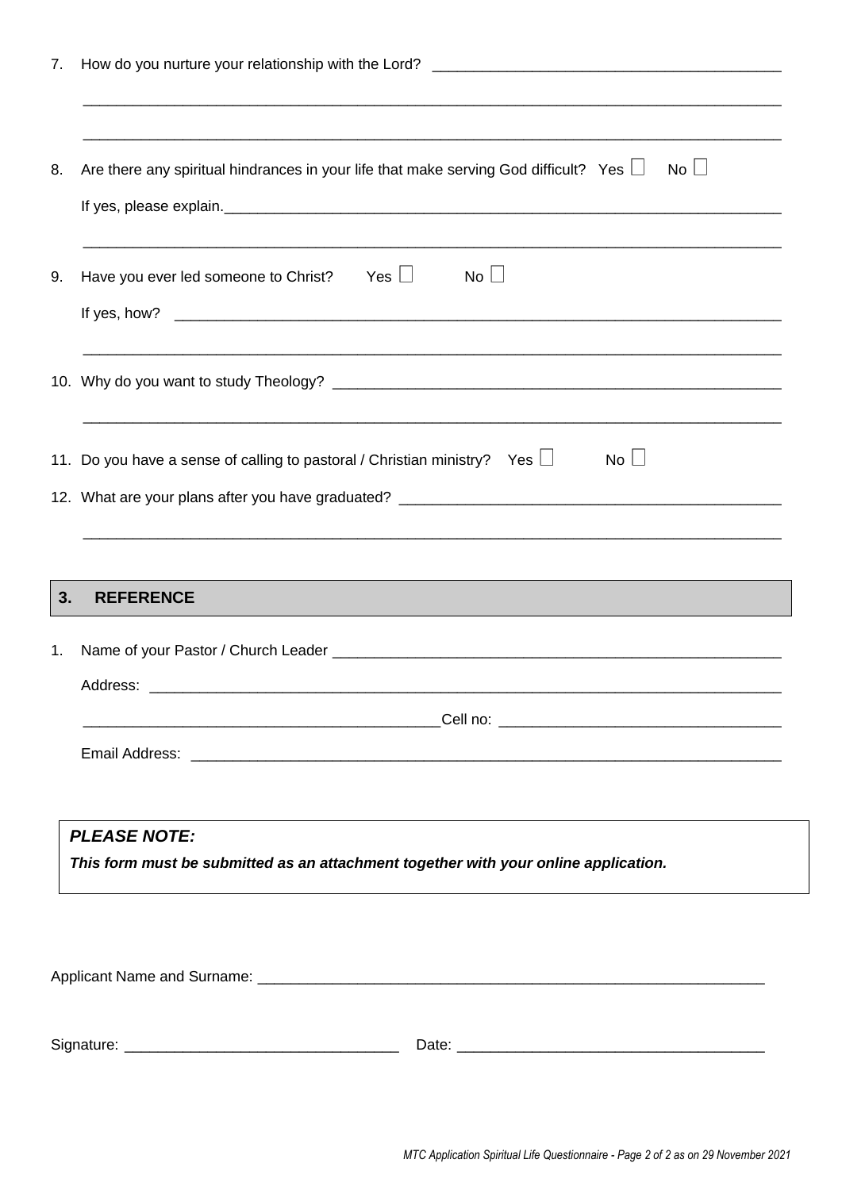7. How do you nurture your relationship with the Lord? ____________________________________________

   ________________________________________________________________________________

   ________________________________________________________________________________

8. Are there any spiritual hindrances in your life that make serving God difficult? Yes ☐ No ☐

   If yes, please explain.______________________________________________________________

   ________________________________________________________________________________

9. Have you ever led someone to Christ? Yes ☐ No ☐

   If yes, how? ____________________________________________________________________

   ________________________________________________________________________________

10. Why do you want to study Theology? _______________________________________________

    ________________________________________________________________________________

11. Do you have a sense of calling to pastoral / Christian ministry? Yes ☐ No ☐

12. What are your plans after you have graduated? ________________________________________

    ________________________________________________________________________________

## 3. REFERENCE

1. Name of your Pastor / Church Leader _____________________________________________

   Address: _______________________________________________________________________

   ________________________________________Cell no: ______________________________

   Email Address: __________________________________________________________________

***PLEASE NOTE:***

***This form must be submitted as an attachment together with your online application.***

Applicant Name and Surname: _________________________________________________________

Signature: ______________________________ Date: __________________________________

*MTC Application Spiritual Life Questionnaire - Page 2 of 2 as on 29 November 2021*